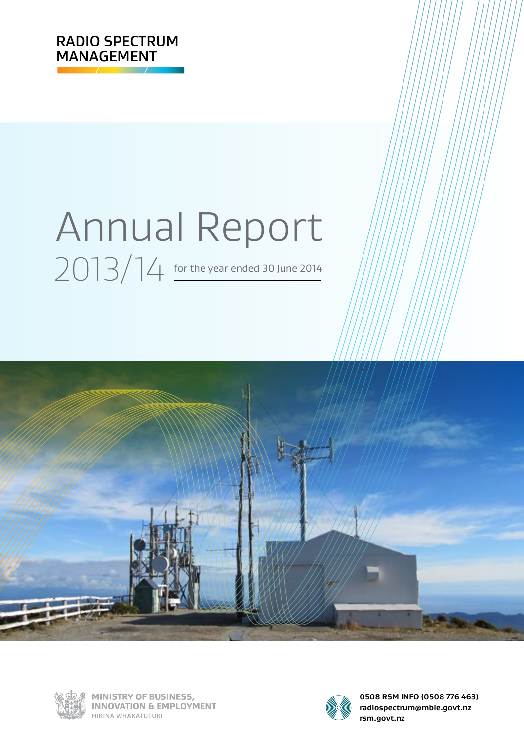RADIO SPECTRUM MANAGEMENT

# Annual Report

## 2013/14

for the year ended 30 June 2014

MINISTRY OF BUSINESS, INNOVATION & EMPLOYMENT
HĪKINA WHAKATUTUKI

**0508 RSM INFO (0508 776 463)**
**radiospectrum@mbie.govt.nz**
**rsm.govt.nz**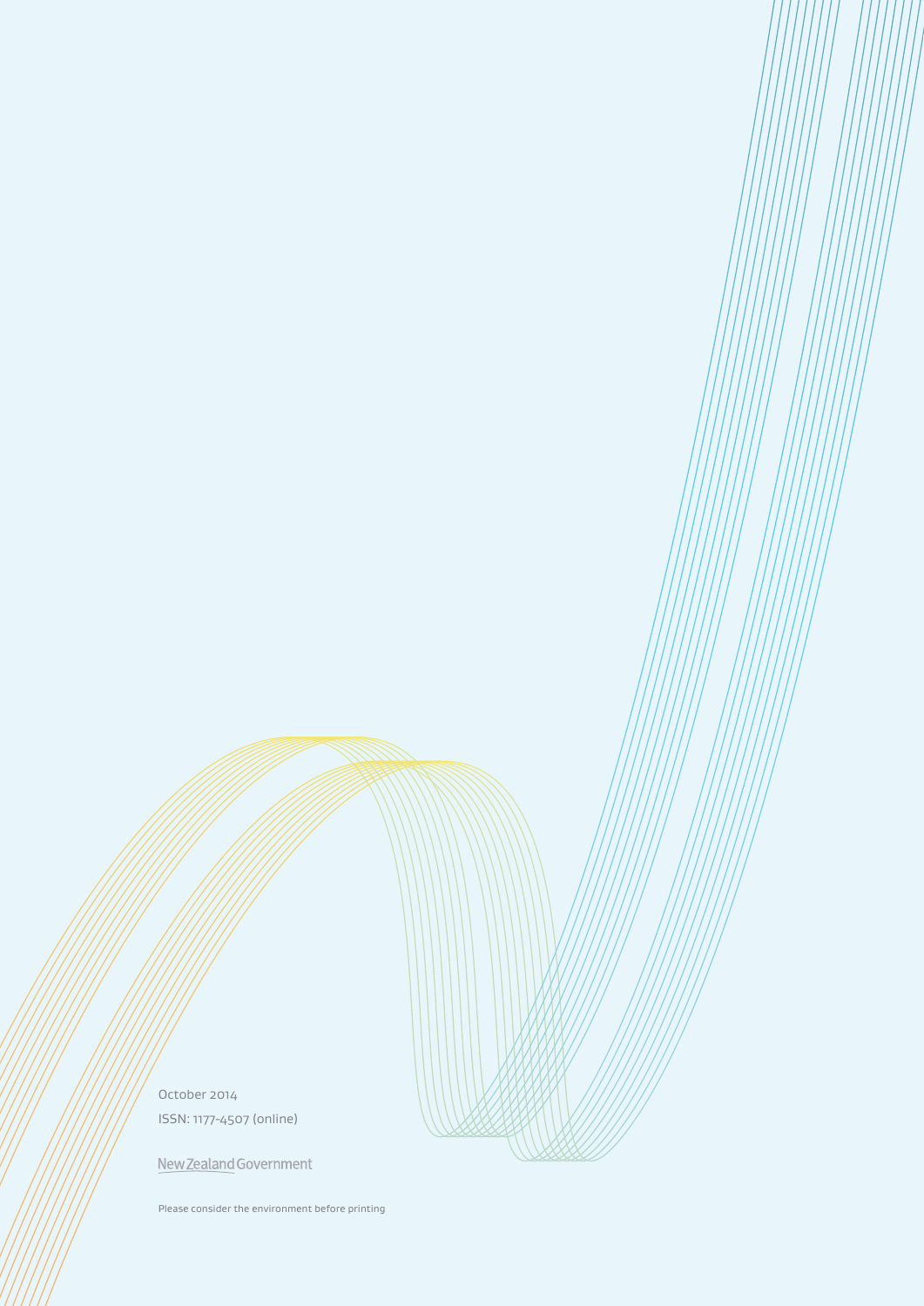October 2014

ISSN: 1177-4507 (online)

New Zealand Government

Please consider the environment before printing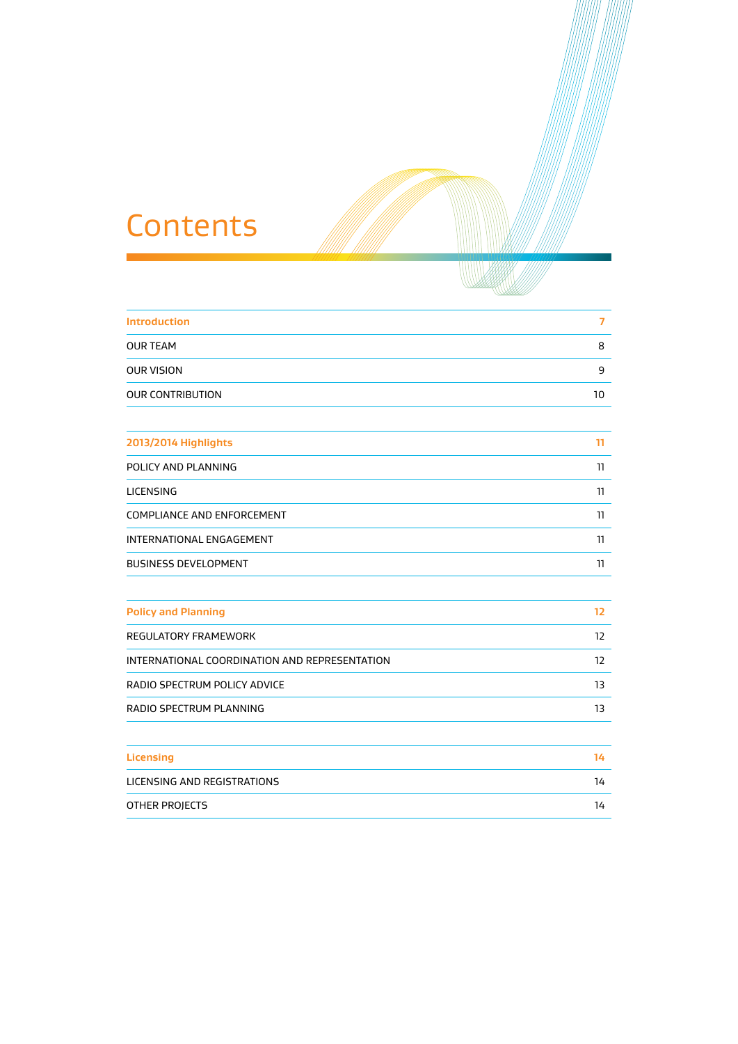# Contents

| | |
|---|---|
| **Introduction** | **7** |
| OUR TEAM | 8 |
| OUR VISION | 9 |
| OUR CONTRIBUTION | 10 |

| | |
|---|---|
| **2013/2014 Highlights** | **11** |
| POLICY AND PLANNING | 11 |
| LICENSING | 11 |
| COMPLIANCE AND ENFORCEMENT | 11 |
| INTERNATIONAL ENGAGEMENT | 11 |
| BUSINESS DEVELOPMENT | 11 |

| | |
|---|---|
| **Policy and Planning** | **12** |
| REGULATORY FRAMEWORK | 12 |
| INTERNATIONAL COORDINATION AND REPRESENTATION | 12 |
| RADIO SPECTRUM POLICY ADVICE | 13 |
| RADIO SPECTRUM PLANNING | 13 |

| | |
|---|---|
| **Licensing** | **14** |
| LICENSING AND REGISTRATIONS | 14 |
| OTHER PROJECTS | 14 |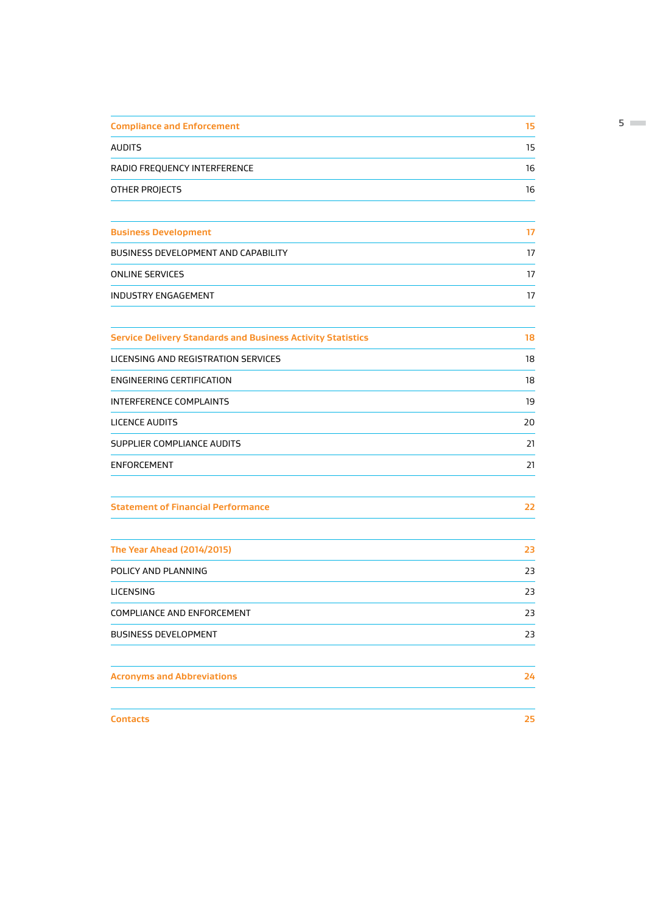| Compliance and Enforcement | 15 |
|---|---|
| AUDITS | 15 |
| RADIO FREQUENCY INTERFERENCE | 16 |
| OTHER PROJECTS | 16 |

| Business Development | 17 |
|---|---|
| BUSINESS DEVELOPMENT AND CAPABILITY | 17 |
| ONLINE SERVICES | 17 |
| INDUSTRY ENGAGEMENT | 17 |

| Service Delivery Standards and Business Activity Statistics | 18 |
|---|---|
| LICENSING AND REGISTRATION SERVICES | 18 |
| ENGINEERING CERTIFICATION | 18 |
| INTERFERENCE COMPLAINTS | 19 |
| LICENCE AUDITS | 20 |
| SUPPLIER COMPLIANCE AUDITS | 21 |
| ENFORCEMENT | 21 |

| Statement of Financial Performance | 22 |
|---|---|

| The Year Ahead (2014/2015) | 23 |
|---|---|
| POLICY AND PLANNING | 23 |
| LICENSING | 23 |
| COMPLIANCE AND ENFORCEMENT | 23 |
| BUSINESS DEVELOPMENT | 23 |

| Acronyms and Abbreviations | 24 |
|---|---|

| Contacts | 25 |
|---|---|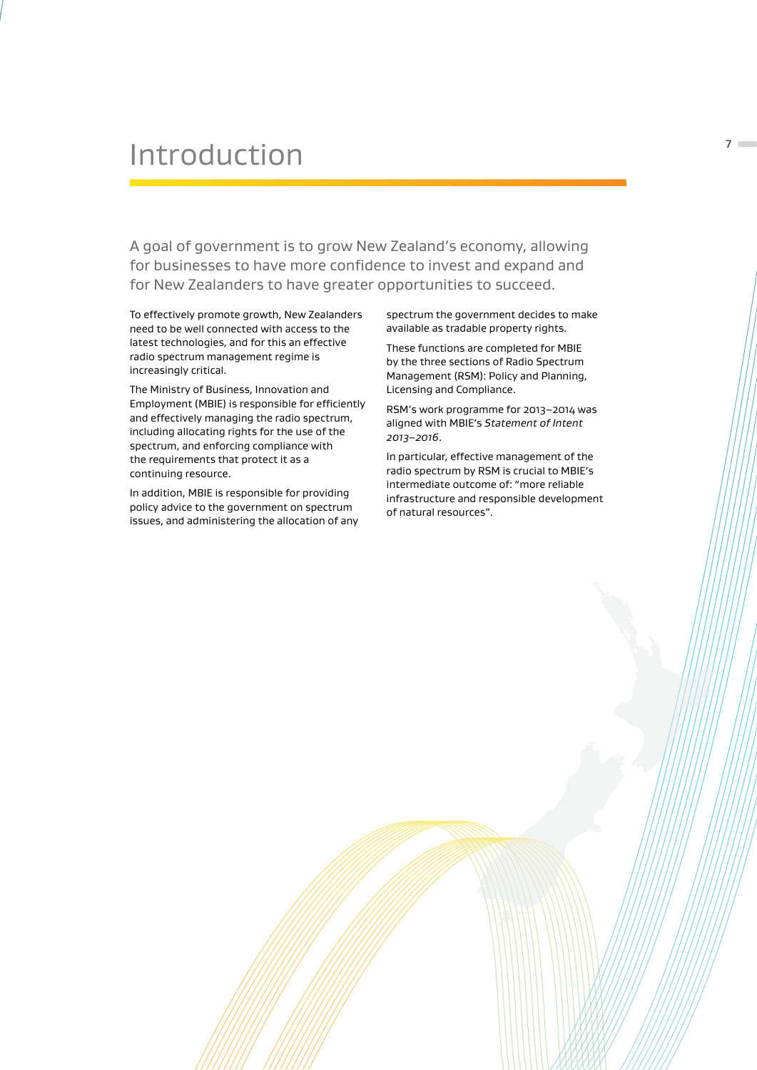# Introduction

A goal of government is to grow New Zealand's economy, allowing for businesses to have more confidence to invest and expand and for New Zealanders to have greater opportunities to succeed.

To effectively promote growth, New Zealanders need to be well connected with access to the latest technologies, and for this an effective radio spectrum management regime is increasingly critical.

The Ministry of Business, Innovation and Employment (MBIE) is responsible for efficiently and effectively managing the radio spectrum, including allocating rights for the use of the spectrum, and enforcing compliance with the requirements that protect it as a continuing resource.

In addition, MBIE is responsible for providing policy advice to the government on spectrum issues, and administering the allocation of any spectrum the government decides to make available as tradable property rights.

These functions are completed for MBIE by the three sections of Radio Spectrum Management (RSM): Policy and Planning, Licensing and Compliance.

RSM's work programme for 2013–2014 was aligned with MBIE's *Statement of Intent 2013–2016*.

In particular, effective management of the radio spectrum by RSM is crucial to MBIE's intermediate outcome of: "more reliable infrastructure and responsible development of natural resources".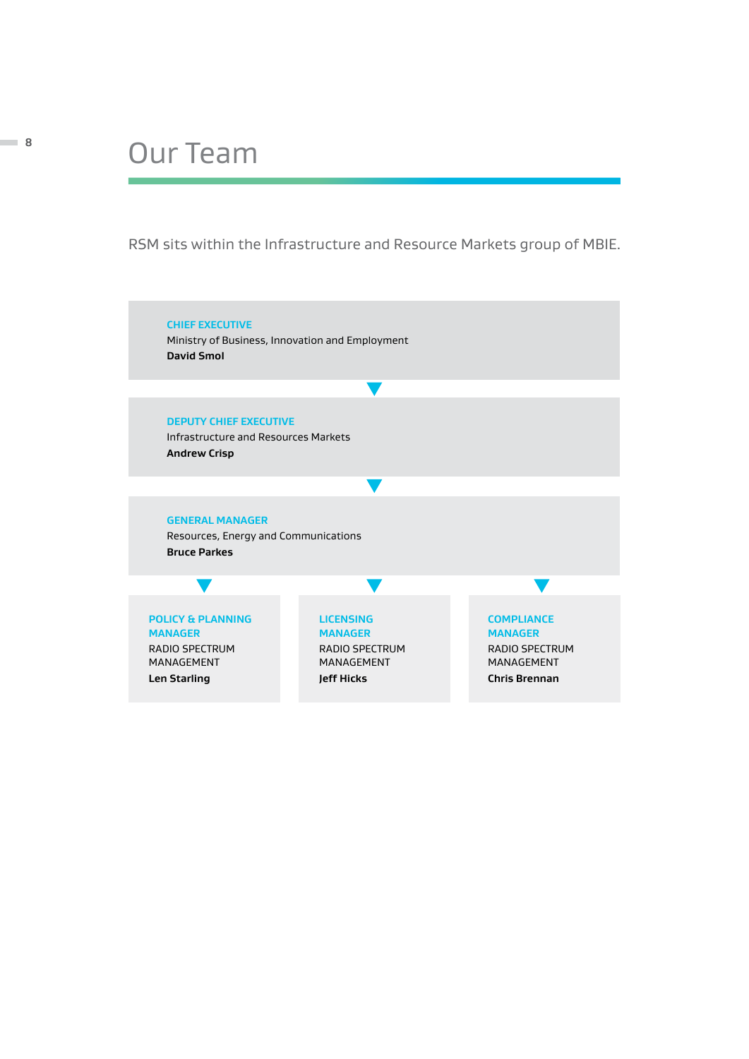# Our Team

RSM sits within the Infrastructure and Resource Markets group of MBIE.

**CHIEF EXECUTIVE**
Ministry of Business, Innovation and Employment
**David Smol**

**DEPUTY CHIEF EXECUTIVE**
Infrastructure and Resources Markets
**Andrew Crisp**

**GENERAL MANAGER**
Resources, Energy and Communications
**Bruce Parkes**

**POLICY & PLANNING MANAGER**
RADIO SPECTRUM MANAGEMENT
**Len Starling**

**LICENSING MANAGER**
RADIO SPECTRUM MANAGEMENT
**Jeff Hicks**

**COMPLIANCE MANAGER**
RADIO SPECTRUM MANAGEMENT
**Chris Brennan**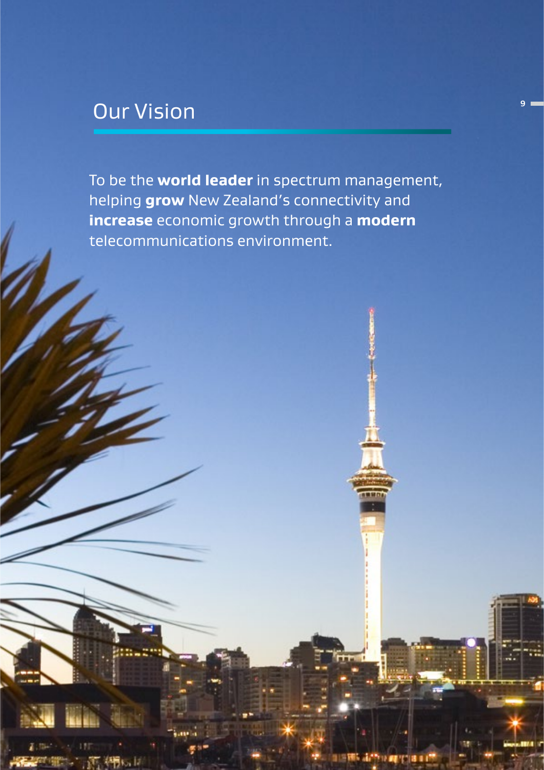# Our Vision

To be the **world leader** in spectrum management, helping **grow** New Zealand's connectivity and **increase** economic growth through a **modern** telecommunications environment.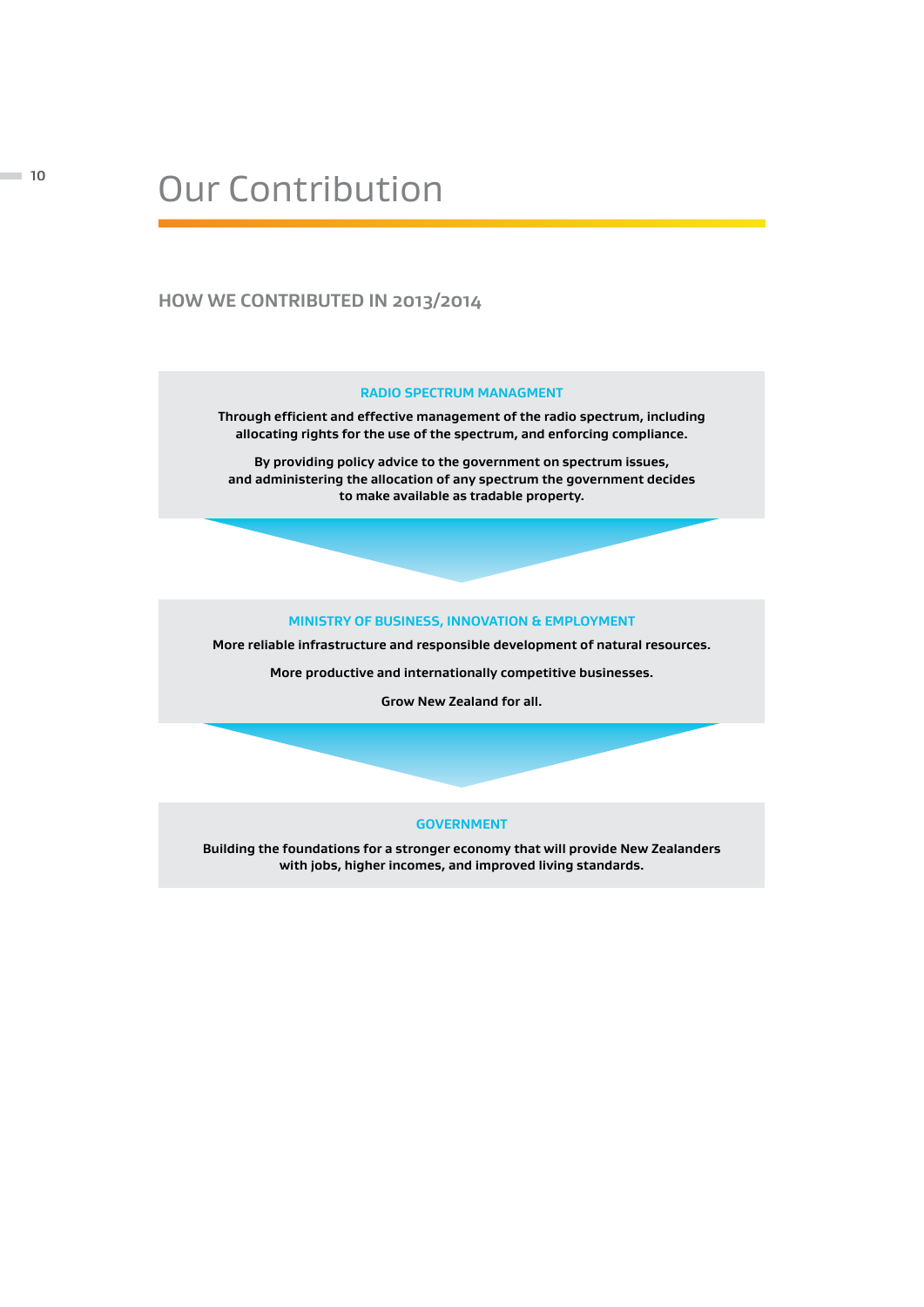# Our Contribution

## HOW WE CONTRIBUTED IN 2013/2014

### RADIO SPECTRUM MANAGMENT

**Through efficient and effective management of the radio spectrum, including allocating rights for the use of the spectrum, and enforcing compliance.**

**By providing policy advice to the government on spectrum issues, and administering the allocation of any spectrum the government decides to make available as tradable property.**

### MINISTRY OF BUSINESS, INNOVATION & EMPLOYMENT

**More reliable infrastructure and responsible development of natural resources.**

**More productive and internationally competitive businesses.**

**Grow New Zealand for all.**

### GOVERNMENT

**Building the foundations for a stronger economy that will provide New Zealanders with jobs, higher incomes, and improved living standards.**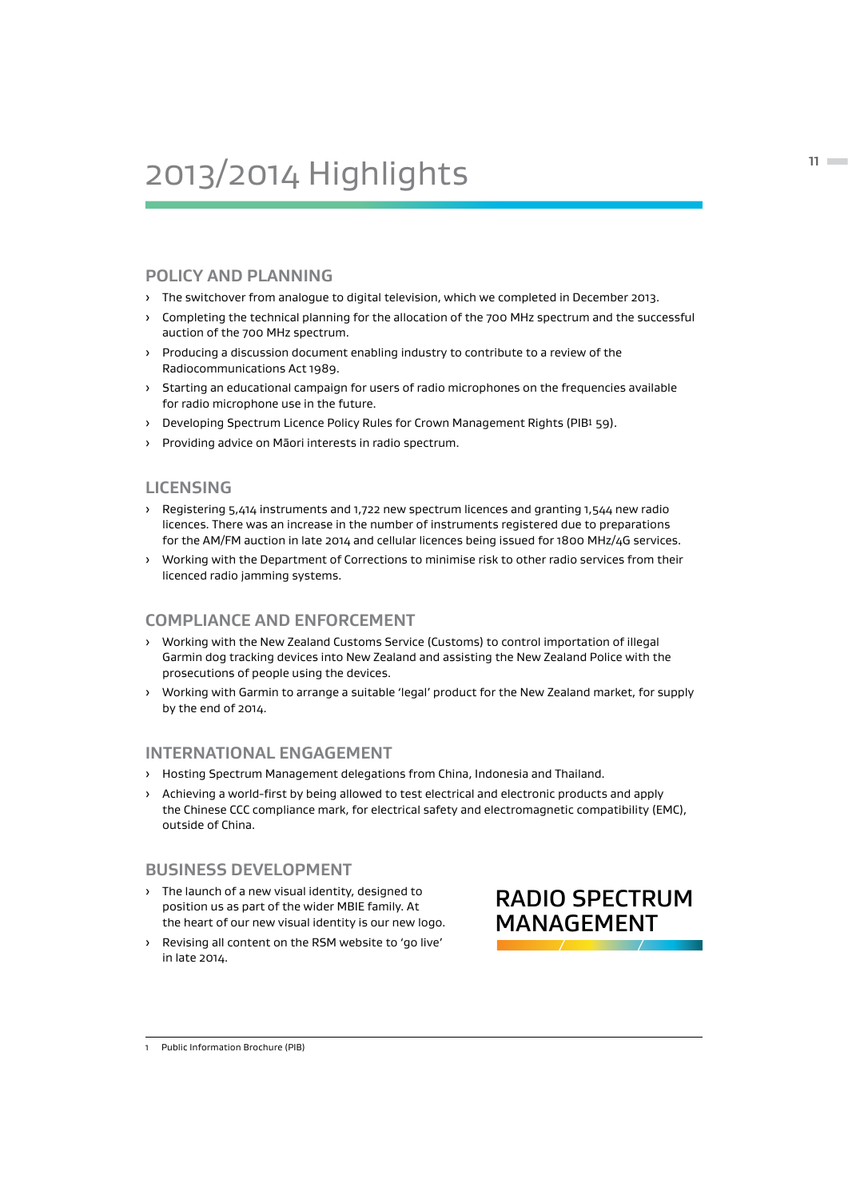# 2013/2014 Highlights

## POLICY AND PLANNING

- The switchover from analogue to digital television, which we completed in December 2013.
- Completing the technical planning for the allocation of the 700 MHz spectrum and the successful auction of the 700 MHz spectrum.
- Producing a discussion document enabling industry to contribute to a review of the Radiocommunications Act 1989.
- Starting an educational campaign for users of radio microphones on the frequencies available for radio microphone use in the future.
- Developing Spectrum Licence Policy Rules for Crown Management Rights (PIB[1] 59).
- Providing advice on Māori interests in radio spectrum.

## LICENSING

- Registering 5,414 instruments and 1,722 new spectrum licences and granting 1,544 new radio licences. There was an increase in the number of instruments registered due to preparations for the AM/FM auction in late 2014 and cellular licences being issued for 1800 MHz/4G services.
- Working with the Department of Corrections to minimise risk to other radio services from their licenced radio jamming systems.

## COMPLIANCE AND ENFORCEMENT

- Working with the New Zealand Customs Service (Customs) to control importation of illegal Garmin dog tracking devices into New Zealand and assisting the New Zealand Police with the prosecutions of people using the devices.
- Working with Garmin to arrange a suitable 'legal' product for the New Zealand market, for supply by the end of 2014.

## INTERNATIONAL ENGAGEMENT

- Hosting Spectrum Management delegations from China, Indonesia and Thailand.
- Achieving a world-first by being allowed to test electrical and electronic products and apply the Chinese CCC compliance mark, for electrical safety and electromagnetic compatibility (EMC), outside of China.

## BUSINESS DEVELOPMENT

- The launch of a new visual identity, designed to position us as part of the wider MBIE family. At the heart of our new visual identity is our new logo.
- Revising all content on the RSM website to 'go live' in late 2014.

RADIO SPECTRUM MANAGEMENT

1 Public Information Brochure (PIB)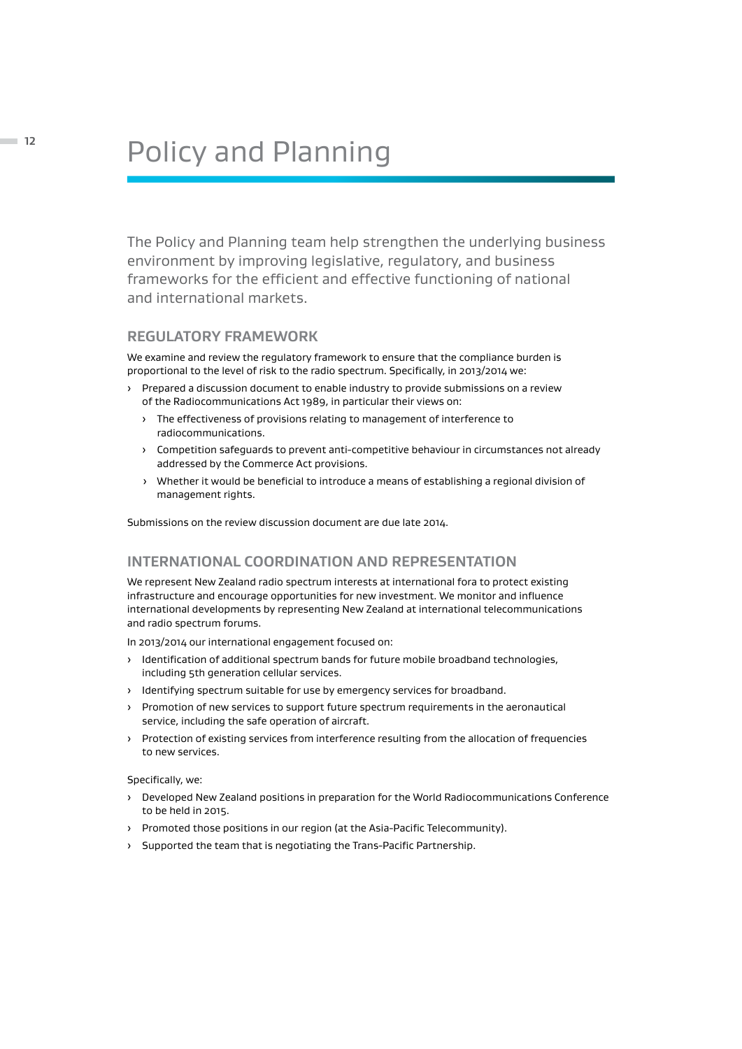# Policy and Planning

The Policy and Planning team help strengthen the underlying business environment by improving legislative, regulatory, and business frameworks for the efficient and effective functioning of national and international markets.

## REGULATORY FRAMEWORK

We examine and review the regulatory framework to ensure that the compliance burden is proportional to the level of risk to the radio spectrum. Specifically, in 2013/2014 we:

- Prepared a discussion document to enable industry to provide submissions on a review of the Radiocommunications Act 1989, in particular their views on:
  - The effectiveness of provisions relating to management of interference to radiocommunications.
  - Competition safeguards to prevent anti-competitive behaviour in circumstances not already addressed by the Commerce Act provisions.
  - Whether it would be beneficial to introduce a means of establishing a regional division of management rights.

Submissions on the review discussion document are due late 2014.

## INTERNATIONAL COORDINATION AND REPRESENTATION

We represent New Zealand radio spectrum interests at international fora to protect existing infrastructure and encourage opportunities for new investment. We monitor and influence international developments by representing New Zealand at international telecommunications and radio spectrum forums.

In 2013/2014 our international engagement focused on:

- Identification of additional spectrum bands for future mobile broadband technologies, including 5th generation cellular services.
- Identifying spectrum suitable for use by emergency services for broadband.
- Promotion of new services to support future spectrum requirements in the aeronautical service, including the safe operation of aircraft.
- Protection of existing services from interference resulting from the allocation of frequencies to new services.

Specifically, we:

- Developed New Zealand positions in preparation for the World Radiocommunications Conference to be held in 2015.
- Promoted those positions in our region (at the Asia-Pacific Telecommunity).
- Supported the team that is negotiating the Trans-Pacific Partnership.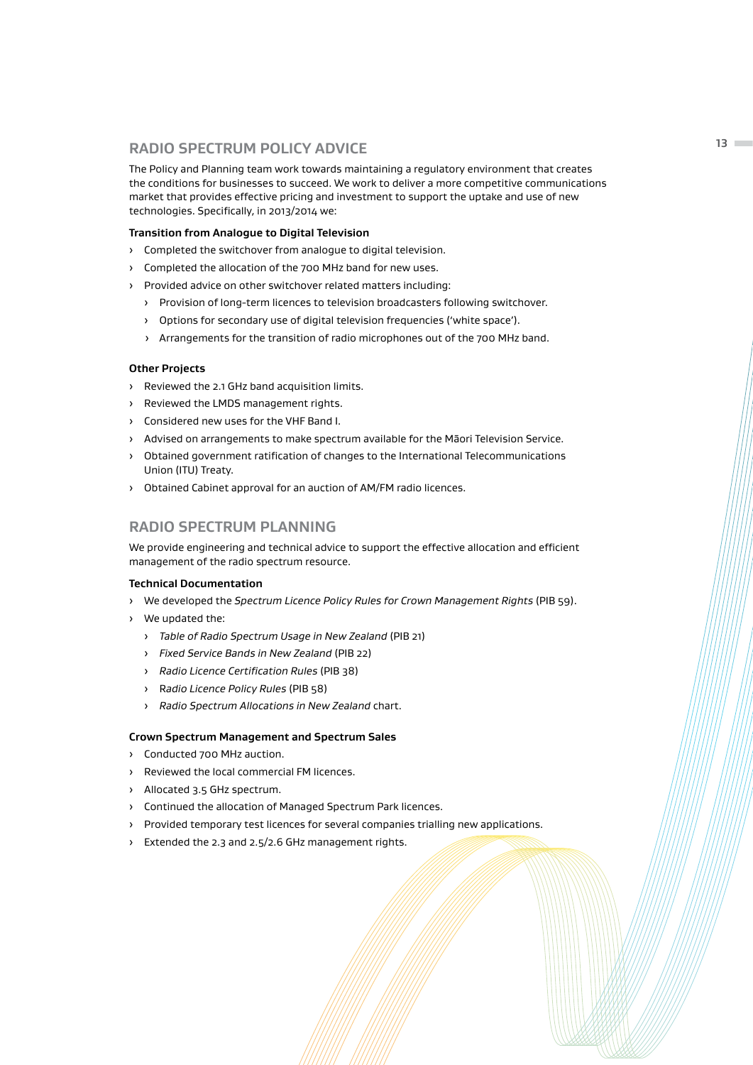## RADIO SPECTRUM POLICY ADVICE

The Policy and Planning team work towards maintaining a regulatory environment that creates the conditions for businesses to succeed. We work to deliver a more competitive communications market that provides effective pricing and investment to support the uptake and use of new technologies. Specifically, in 2013/2014 we:

### Transition from Analogue to Digital Television

- Completed the switchover from analogue to digital television.
- Completed the allocation of the 700 MHz band for new uses.
- Provided advice on other switchover related matters including:
  - Provision of long-term licences to television broadcasters following switchover.
  - Options for secondary use of digital television frequencies ('white space').
  - Arrangements for the transition of radio microphones out of the 700 MHz band.

### Other Projects

- Reviewed the 2.1 GHz band acquisition limits.
- Reviewed the LMDS management rights.
- Considered new uses for the VHF Band I.
- Advised on arrangements to make spectrum available for the Māori Television Service.
- Obtained government ratification of changes to the International Telecommunications Union (ITU) Treaty.
- Obtained Cabinet approval for an auction of AM/FM radio licences.

## RADIO SPECTRUM PLANNING

We provide engineering and technical advice to support the effective allocation and efficient management of the radio spectrum resource.

### Technical Documentation

- We developed the *Spectrum Licence Policy Rules for Crown Management Rights* (PIB 59).
- We updated the:
  - *Table of Radio Spectrum Usage in New Zealand* (PIB 21)
  - *Fixed Service Bands in New Zealand* (PIB 22)
  - *Radio Licence Certification Rules* (PIB 38)
  - *Radio Licence Policy Rules* (PIB 58)
  - *Radio Spectrum Allocations in New Zealand* chart.

### Crown Spectrum Management and Spectrum Sales

- Conducted 700 MHz auction.
- Reviewed the local commercial FM licences.
- Allocated 3.5 GHz spectrum.
- Continued the allocation of Managed Spectrum Park licences.
- Provided temporary test licences for several companies trialling new applications.
- Extended the 2.3 and 2.5/2.6 GHz management rights.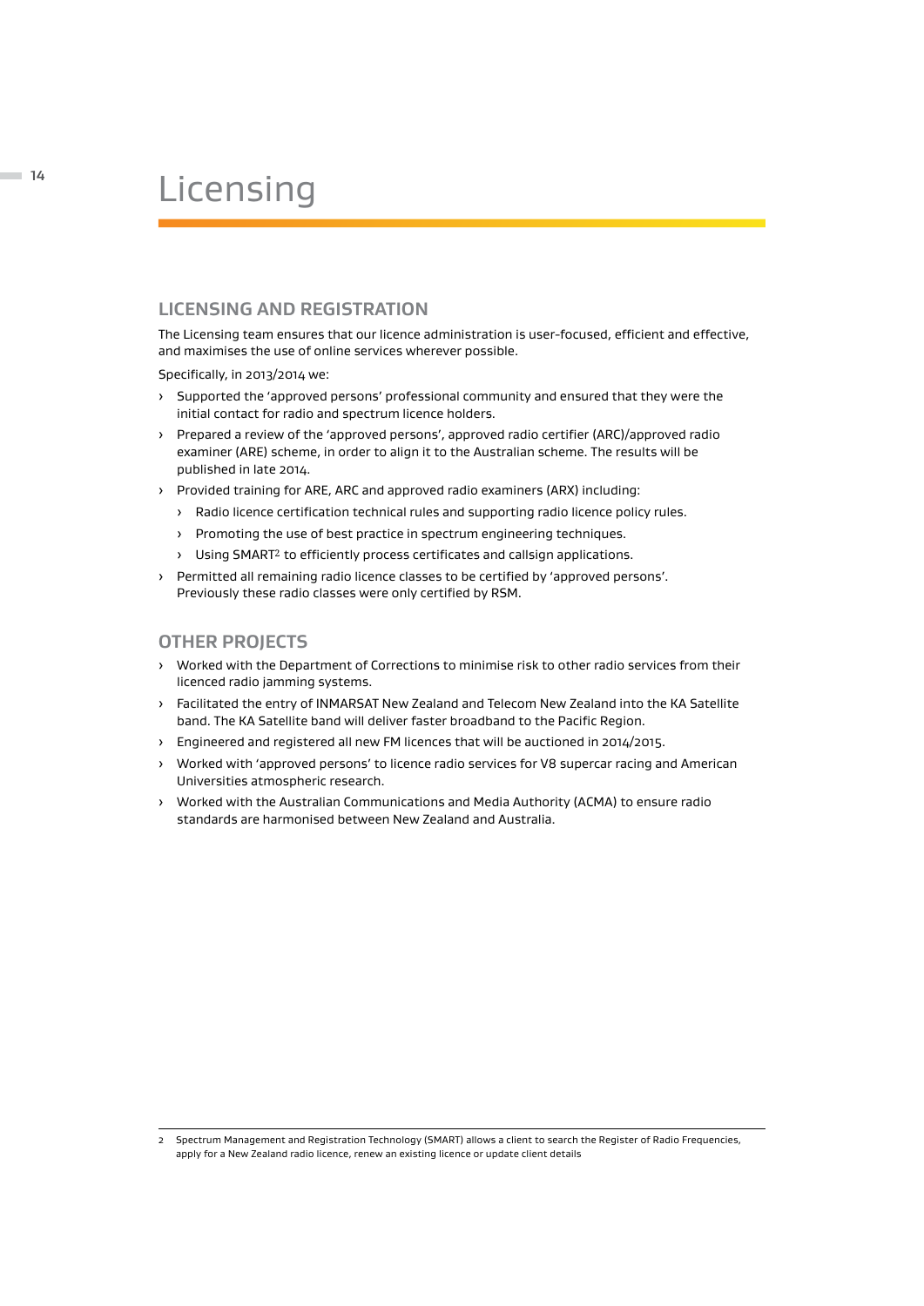# Licensing

## LICENSING AND REGISTRATION

The Licensing team ensures that our licence administration is user-focused, efficient and effective, and maximises the use of online services wherever possible.

Specifically, in 2013/2014 we:

- Supported the 'approved persons' professional community and ensured that they were the initial contact for radio and spectrum licence holders.
- Prepared a review of the 'approved persons', approved radio certifier (ARC)/approved radio examiner (ARE) scheme, in order to align it to the Australian scheme. The results will be published in late 2014.
- Provided training for ARE, ARC and approved radio examiners (ARX) including:
  - Radio licence certification technical rules and supporting radio licence policy rules.
  - Promoting the use of best practice in spectrum engineering techniques.
  - Using SMART[2] to efficiently process certificates and callsign applications.
- Permitted all remaining radio licence classes to be certified by 'approved persons'. Previously these radio classes were only certified by RSM.

## OTHER PROJECTS

- Worked with the Department of Corrections to minimise risk to other radio services from their licenced radio jamming systems.
- Facilitated the entry of INMARSAT New Zealand and Telecom New Zealand into the KA Satellite band. The KA Satellite band will deliver faster broadband to the Pacific Region.
- Engineered and registered all new FM licences that will be auctioned in 2014/2015.
- Worked with 'approved persons' to licence radio services for V8 supercar racing and American Universities atmospheric research.
- Worked with the Australian Communications and Media Authority (ACMA) to ensure radio standards are harmonised between New Zealand and Australia.

---

2 Spectrum Management and Registration Technology (SMART) allows a client to search the Register of Radio Frequencies, apply for a New Zealand radio licence, renew an existing licence or update client details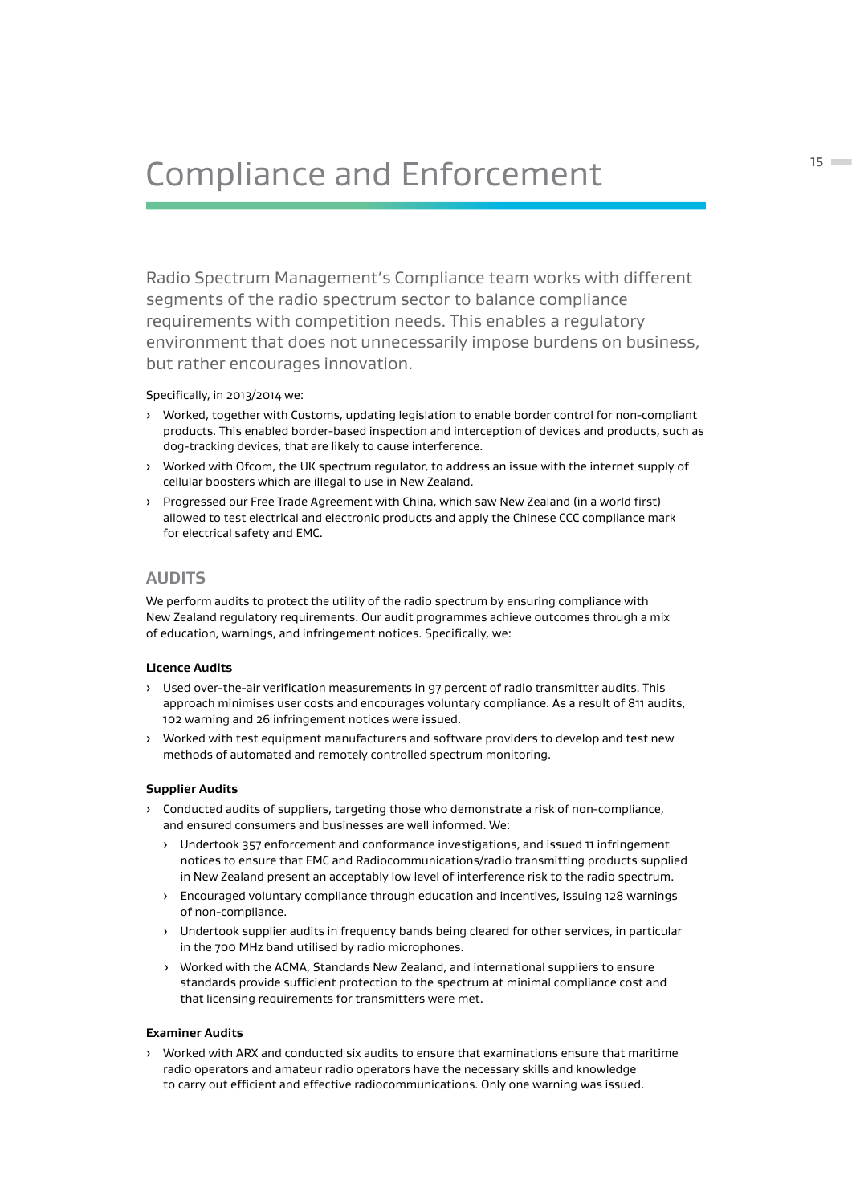# Compliance and Enforcement

Radio Spectrum Management's Compliance team works with different segments of the radio spectrum sector to balance compliance requirements with competition needs. This enables a regulatory environment that does not unnecessarily impose burdens on business, but rather encourages innovation.

Specifically, in 2013/2014 we:

- Worked, together with Customs, updating legislation to enable border control for non-compliant products. This enabled border-based inspection and interception of devices and products, such as dog-tracking devices, that are likely to cause interference.
- Worked with Ofcom, the UK spectrum regulator, to address an issue with the internet supply of cellular boosters which are illegal to use in New Zealand.
- Progressed our Free Trade Agreement with China, which saw New Zealand (in a world first) allowed to test electrical and electronic products and apply the Chinese CCC compliance mark for electrical safety and EMC.

## AUDITS

We perform audits to protect the utility of the radio spectrum by ensuring compliance with New Zealand regulatory requirements. Our audit programmes achieve outcomes through a mix of education, warnings, and infringement notices. Specifically, we:

### Licence Audits

- Used over-the-air verification measurements in 97 percent of radio transmitter audits. This approach minimises user costs and encourages voluntary compliance. As a result of 811 audits, 102 warning and 26 infringement notices were issued.
- Worked with test equipment manufacturers and software providers to develop and test new methods of automated and remotely controlled spectrum monitoring.

### Supplier Audits

- Conducted audits of suppliers, targeting those who demonstrate a risk of non-compliance, and ensured consumers and businesses are well informed. We:
  - Undertook 357 enforcement and conformance investigations, and issued 11 infringement notices to ensure that EMC and Radiocommunications/radio transmitting products supplied in New Zealand present an acceptably low level of interference risk to the radio spectrum.
  - Encouraged voluntary compliance through education and incentives, issuing 128 warnings of non-compliance.
  - Undertook supplier audits in frequency bands being cleared for other services, in particular in the 700 MHz band utilised by radio microphones.
  - Worked with the ACMA, Standards New Zealand, and international suppliers to ensure standards provide sufficient protection to the spectrum at minimal compliance cost and that licensing requirements for transmitters were met.

### Examiner Audits

- Worked with ARX and conducted six audits to ensure that examinations ensure that maritime radio operators and amateur radio operators have the necessary skills and knowledge to carry out efficient and effective radiocommunications. Only one warning was issued.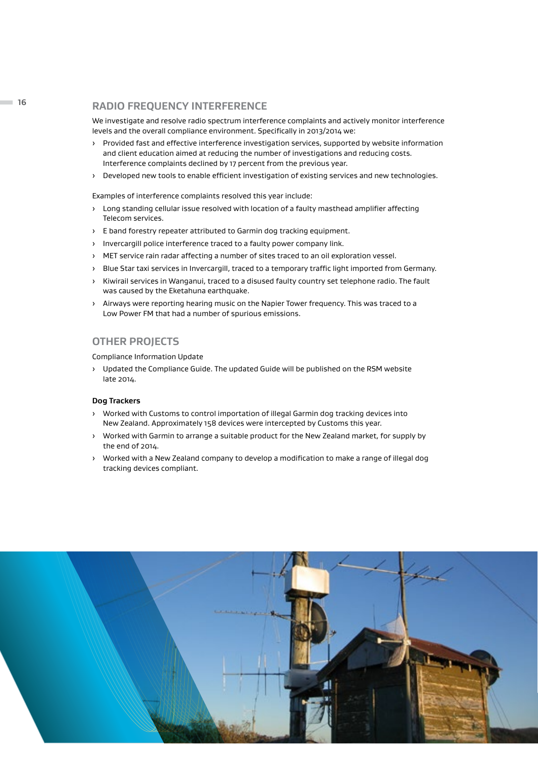## RADIO FREQUENCY INTERFERENCE

We investigate and resolve radio spectrum interference complaints and actively monitor interference levels and the overall compliance environment. Specifically in 2013/2014 we:

- Provided fast and effective interference investigation services, supported by website information and client education aimed at reducing the number of investigations and reducing costs. Interference complaints declined by 17 percent from the previous year.
- Developed new tools to enable efficient investigation of existing services and new technologies.

Examples of interference complaints resolved this year include:

- Long standing cellular issue resolved with location of a faulty masthead amplifier affecting Telecom services.
- E band forestry repeater attributed to Garmin dog tracking equipment.
- Invercargill police interference traced to a faulty power company link.
- MET service rain radar affecting a number of sites traced to an oil exploration vessel.
- Blue Star taxi services in Invercargill, traced to a temporary traffic light imported from Germany.
- Kiwirail services in Wanganui, traced to a disused faulty country set telephone radio. The fault was caused by the Eketahuna earthquake.
- Airways were reporting hearing music on the Napier Tower frequency. This was traced to a Low Power FM that had a number of spurious emissions.

## OTHER PROJECTS

Compliance Information Update

- Updated the Compliance Guide. The updated Guide will be published on the RSM website late 2014.

**Dog Trackers**

- Worked with Customs to control importation of illegal Garmin dog tracking devices into New Zealand. Approximately 158 devices were intercepted by Customs this year.
- Worked with Garmin to arrange a suitable product for the New Zealand market, for supply by the end of 2014.
- Worked with a New Zealand company to develop a modification to make a range of illegal dog tracking devices compliant.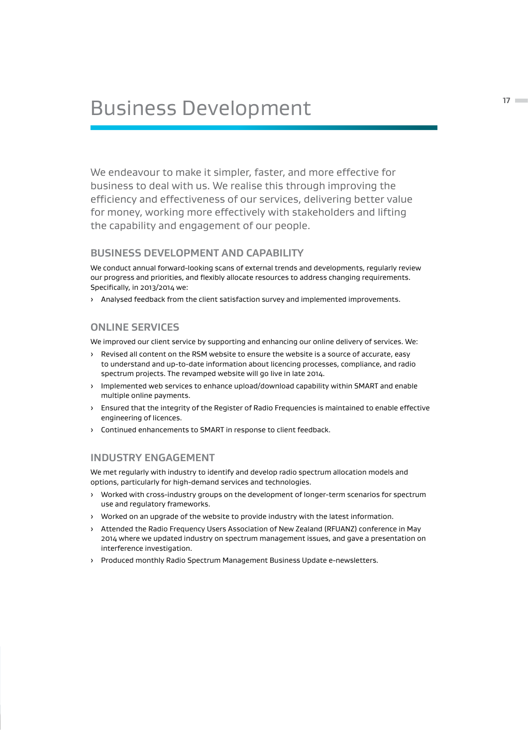# Business Development

We endeavour to make it simpler, faster, and more effective for business to deal with us. We realise this through improving the efficiency and effectiveness of our services, delivering better value for money, working more effectively with stakeholders and lifting the capability and engagement of our people.

## BUSINESS DEVELOPMENT AND CAPABILITY

We conduct annual forward-looking scans of external trends and developments, regularly review our progress and priorities, and flexibly allocate resources to address changing requirements. Specifically, in 2013/2014 we:

- Analysed feedback from the client satisfaction survey and implemented improvements.

## ONLINE SERVICES

We improved our client service by supporting and enhancing our online delivery of services. We:

- Revised all content on the RSM website to ensure the website is a source of accurate, easy to understand and up-to-date information about licencing processes, compliance, and radio spectrum projects. The revamped website will go live in late 2014.
- Implemented web services to enhance upload/download capability within SMART and enable multiple online payments.
- Ensured that the integrity of the Register of Radio Frequencies is maintained to enable effective engineering of licences.
- Continued enhancements to SMART in response to client feedback.

## INDUSTRY ENGAGEMENT

We met regularly with industry to identify and develop radio spectrum allocation models and options, particularly for high-demand services and technologies.

- Worked with cross-industry groups on the development of longer-term scenarios for spectrum use and regulatory frameworks.
- Worked on an upgrade of the website to provide industry with the latest information.
- Attended the Radio Frequency Users Association of New Zealand (RFUANZ) conference in May 2014 where we updated industry on spectrum management issues, and gave a presentation on interference investigation.
- Produced monthly Radio Spectrum Management Business Update e-newsletters.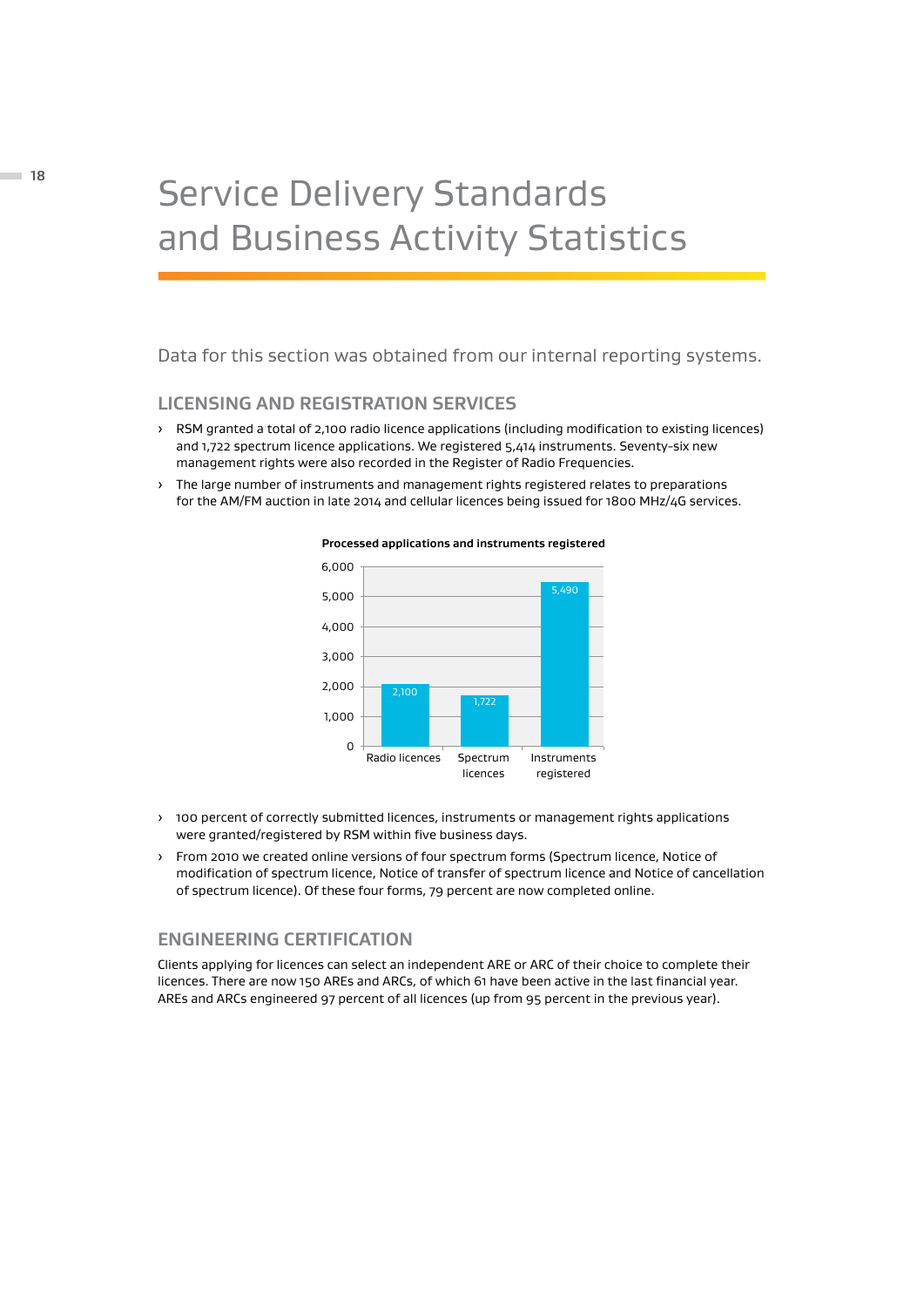# Service Delivery Standards and Business Activity Statistics

Data for this section was obtained from our internal reporting systems.

## LICENSING AND REGISTRATION SERVICES

- RSM granted a total of 2,100 radio licence applications (including modification to existing licences) and 1,722 spectrum licence applications. We registered 5,414 instruments. Seventy-six new management rights were also recorded in the Register of Radio Frequencies.
- The large number of instruments and management rights registered relates to preparations for the AM/FM auction in late 2014 and cellular licences being issued for 1800 MHz/4G services.

**Processed applications and instruments registered**

| Category | Number |
|---|---|
| Radio licences | 2,100 |
| Spectrum licences | 1,722 |
| Instruments registered | 5,490 |

- 100 percent of correctly submitted licences, instruments or management rights applications were granted/registered by RSM within five business days.
- From 2010 we created online versions of four spectrum forms (Spectrum licence, Notice of modification of spectrum licence, Notice of transfer of spectrum licence and Notice of cancellation of spectrum licence). Of these four forms, 79 percent are now completed online.

## ENGINEERING CERTIFICATION

Clients applying for licences can select an independent ARE or ARC of their choice to complete their licences. There are now 150 AREs and ARCs, of which 61 have been active in the last financial year. AREs and ARCs engineered 97 percent of all licences (up from 95 percent in the previous year).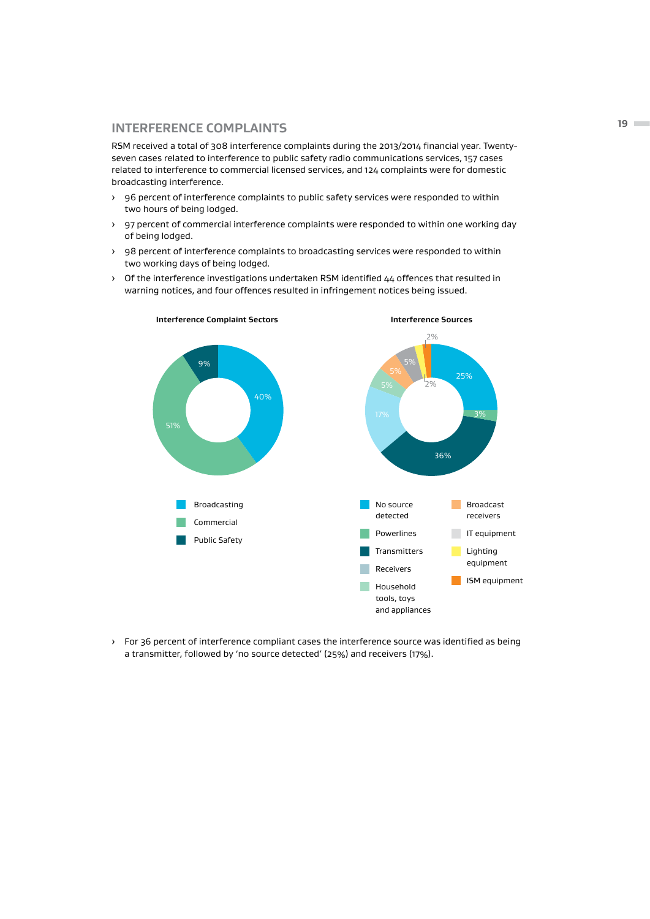## INTERFERENCE COMPLAINTS

RSM received a total of 308 interference complaints during the 2013/2014 financial year. Twenty-seven cases related to interference to public safety radio communications services, 157 cases related to interference to commercial licensed services, and 124 complaints were for domestic broadcasting interference.

- 96 percent of interference complaints to public safety services were responded to within two hours of being lodged.
- 97 percent of commercial interference complaints were responded to within one working day of being lodged.
- 98 percent of interference complaints to broadcasting services were responded to within two working days of being lodged.
- Of the interference investigations undertaken RSM identified 44 offences that resulted in warning notices, and four offences resulted in infringement notices being issued.

**Interference Complaint Sectors**

| Sector | Percentage |
|---|---|
| Broadcasting | 40% |
| Commercial | 51% |
| Public Safety | 9% |

**Interference Sources**

| Source | Percentage |
|---|---|
| No source detected | 25% |
| Powerlines | 3% |
| Transmitters | 36% |
| Receivers | 17% |
| Household tools, toys and appliances | 5% |
| Broadcast receivers | 5% |
| IT equipment | 5% |
| Lighting equipment | 2% |
| ISM equipment | 2% |

- For 36 percent of interference compliant cases the interference source was identified as being a transmitter, followed by 'no source detected' (25%) and receivers (17%).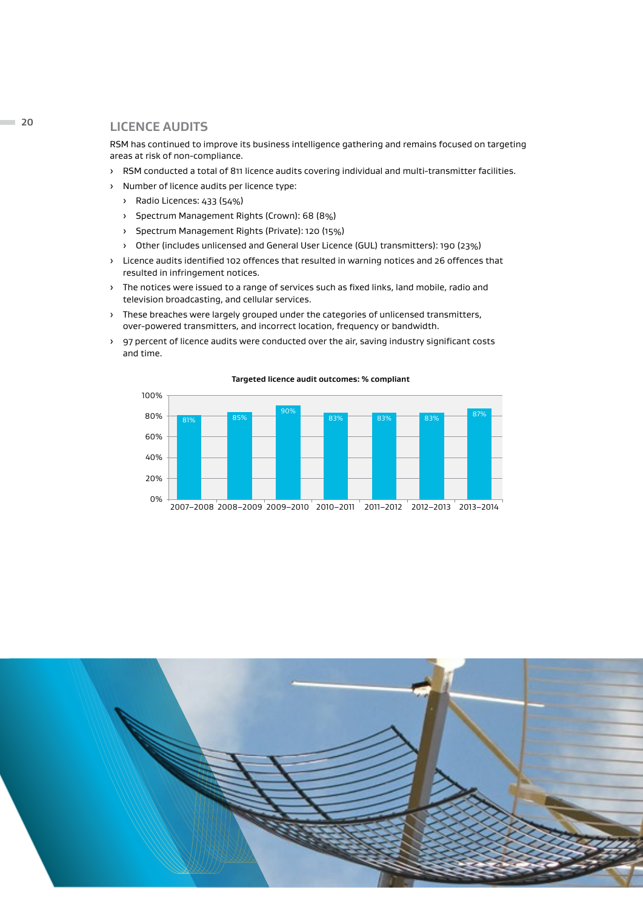## LICENCE AUDITS

RSM has continued to improve its business intelligence gathering and remains focused on targeting areas at risk of non-compliance.

- RSM conducted a total of 811 licence audits covering individual and multi-transmitter facilities.
- Number of licence audits per licence type:
  - Radio Licences: 433 (54%)
  - Spectrum Management Rights (Crown): 68 (8%)
  - Spectrum Management Rights (Private): 120 (15%)
  - Other (includes unlicensed and General User Licence (GUL) transmitters): 190 (23%)
- Licence audits identified 102 offences that resulted in warning notices and 26 offences that resulted in infringement notices.
- The notices were issued to a range of services such as fixed links, land mobile, radio and television broadcasting, and cellular services.
- These breaches were largely grouped under the categories of unlicensed transmitters, over-powered transmitters, and incorrect location, frequency or bandwidth.
- 97 percent of licence audits were conducted over the air, saving industry significant costs and time.

**Targeted licence audit outcomes: % compliant**

| Year | % compliant |
|---|---|
| 2007–2008 | 81% |
| 2008–2009 | 85% |
| 2009–2010 | 90% |
| 2010–2011 | 83% |
| 2011–2012 | 83% |
| 2012–2013 | 83% |
| 2013–2014 | 87% |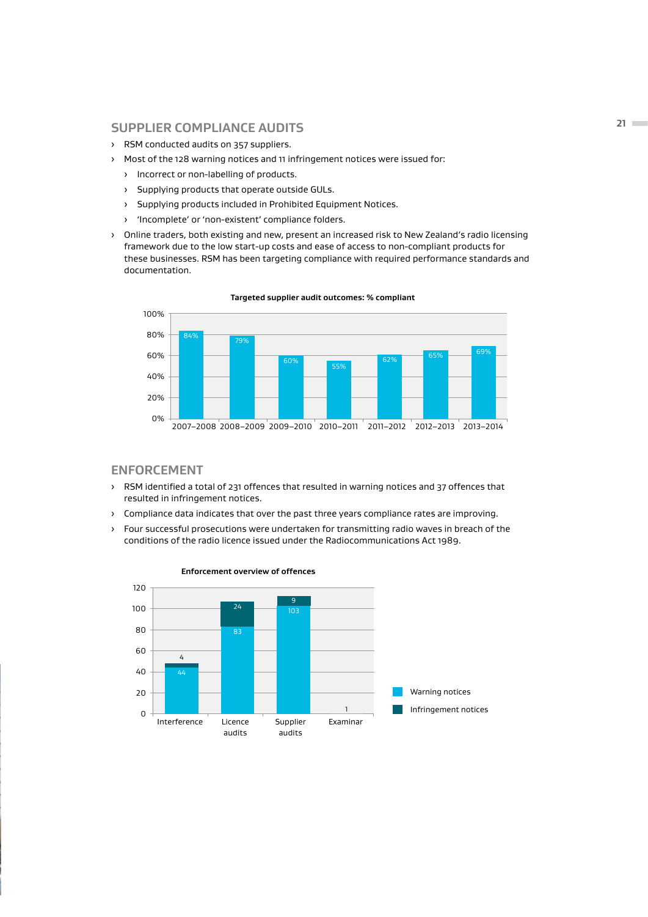## SUPPLIER COMPLIANCE AUDITS

- RSM conducted audits on 357 suppliers.
- Most of the 128 warning notices and 11 infringement notices were issued for:
  - Incorrect or non-labelling of products.
  - Supplying products that operate outside GULs.
  - Supplying products included in Prohibited Equipment Notices.
  - 'Incomplete' or 'non-existent' compliance folders.
- Online traders, both existing and new, present an increased risk to New Zealand's radio licensing framework due to the low start-up costs and ease of access to non-compliant products for these businesses. RSM has been targeting compliance with required performance standards and documentation.

**Targeted supplier audit outcomes: % compliant**

| Year | % compliant |
|---|---|
| 2007–2008 | 84% |
| 2008–2009 | 79% |
| 2009–2010 | 60% |
| 2010–2011 | 55% |
| 2011–2012 | 62% |
| 2012–2013 | 65% |
| 2013–2014 | 69% |

## ENFORCEMENT

- RSM identified a total of 231 offences that resulted in warning notices and 37 offences that resulted in infringement notices.
- Compliance data indicates that over the past three years compliance rates are improving.
- Four successful prosecutions were undertaken for transmitting radio waves in breach of the conditions of the radio licence issued under the Radiocommunications Act 1989.

**Enforcement overview of offences**

| Category | Warning notices | Infringement notices |
|---|---|---|
| Interference | 44 | 4 |
| Licence audits | 83 | 24 |
| Supplier audits | 103 | 9 |
| Examinar | 1 | |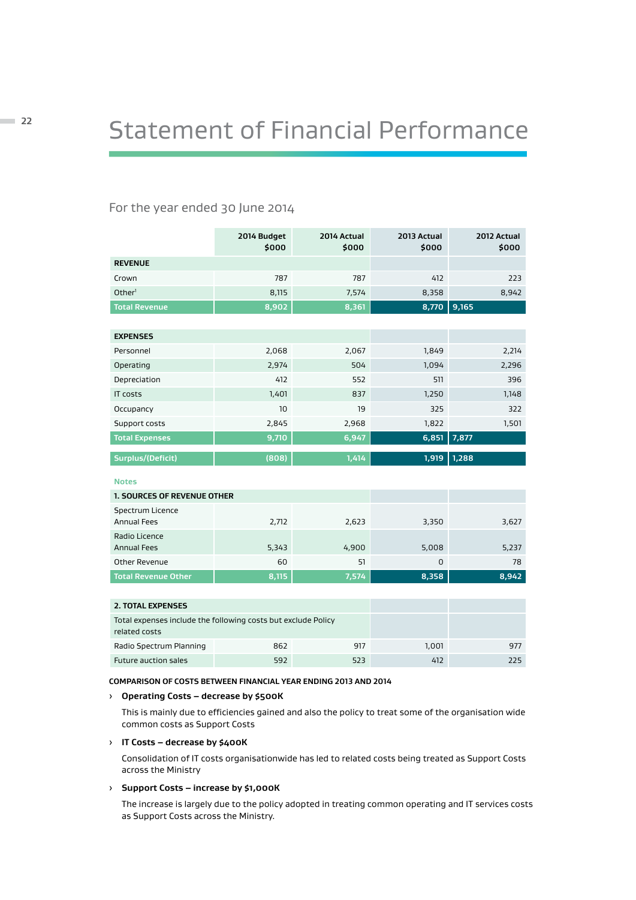# Statement of Financial Performance

For the year ended 30 June 2014

| | 2014 Budget $000 | 2014 Actual $000 | 2013 Actual $000 | 2012 Actual $000 |
|---|---|---|---|---|
| **REVENUE** | | | | |
| Crown | 787 | 787 | 412 | 223 |
| Other[1] | 8,115 | 7,574 | 8,358 | 8,942 |
| **Total Revenue** | **8,902** | **8,361** | **8,770** | **9,165** |
| | | | | |
| **EXPENSES** | | | | |
| Personnel | 2,068 | 2,067 | 1,849 | 2,214 |
| Operating | 2,974 | 504 | 1,094 | 2,296 |
| Depreciation | 412 | 552 | 511 | 396 |
| IT costs | 1,401 | 837 | 1,250 | 1,148 |
| Occupancy | 10 | 19 | 325 | 322 |
| Support costs | 2,845 | 2,968 | 1,822 | 1,501 |
| **Total Expenses** | **9,710** | **6,947** | **6,851** | **7,877** |
| | | | | |
| **Surplus/(Deficit)** | **(808)** | **1,414** | **1,919** | **1,288** |

Notes

| **1. SOURCES OF REVENUE OTHER** | | | | |
|---|---|---|---|---|
| Spectrum Licence Annual Fees | 2,712 | 2,623 | 3,350 | 3,627 |
| Radio Licence Annual Fees | 5,343 | 4,900 | 5,008 | 5,237 |
| Other Revenue | 60 | 51 | 0 | 78 |
| **Total Revenue Other** | **8,115** | **7,574** | **8,358** | **8,942** |

| **2. TOTAL EXPENSES** | | | | |
|---|---|---|---|---|
| Total expenses include the following costs but exclude Policy related costs | | | | |
| Radio Spectrum Planning | 862 | 917 | 1,001 | 977 |
| Future auction sales | 592 | 523 | 412 | 225 |

**COMPARISON OF COSTS BETWEEN FINANCIAL YEAR ENDING 2013 AND 2014**

› **Operating Costs – decrease by $500K**

This is mainly due to efficiencies gained and also the policy to treat some of the organisation wide common costs as Support Costs

› **IT Costs – decrease by $400K**

Consolidation of IT costs organisationwide has led to related costs being treated as Support Costs across the Ministry

› **Support Costs – increase by $1,000K**

The increase is largely due to the policy adopted in treating common operating and IT services costs as Support Costs across the Ministry.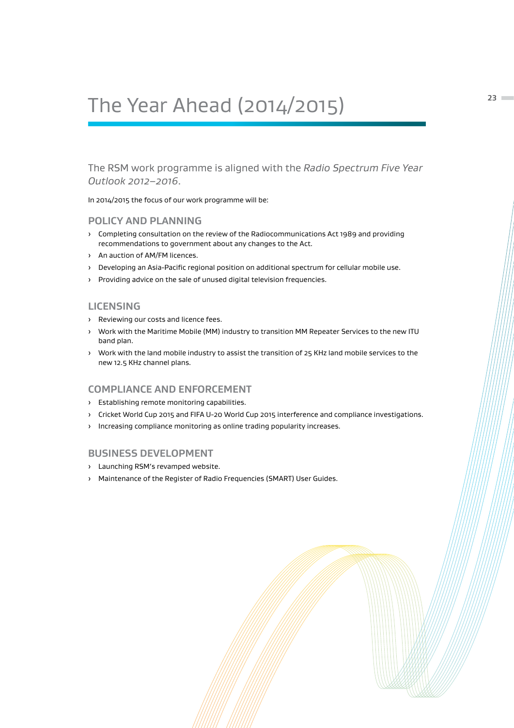# The Year Ahead (2014/2015)

The RSM work programme is aligned with the *Radio Spectrum Five Year Outlook 2012–2016*.

In 2014/2015 the focus of our work programme will be:

## POLICY AND PLANNING

- Completing consultation on the review of the Radiocommunications Act 1989 and providing recommendations to government about any changes to the Act.
- An auction of AM/FM licences.
- Developing an Asia-Pacific regional position on additional spectrum for cellular mobile use.
- Providing advice on the sale of unused digital television frequencies.

## LICENSING

- Reviewing our costs and licence fees.
- Work with the Maritime Mobile (MM) industry to transition MM Repeater Services to the new ITU band plan.
- Work with the land mobile industry to assist the transition of 25 KHz land mobile services to the new 12.5 KHz channel plans.

## COMPLIANCE AND ENFORCEMENT

- Establishing remote monitoring capabilities.
- Cricket World Cup 2015 and FIFA U-20 World Cup 2015 interference and compliance investigations.
- Increasing compliance monitoring as online trading popularity increases.

## BUSINESS DEVELOPMENT

- Launching RSM's revamped website.
- Maintenance of the Register of Radio Frequencies (SMART) User Guides.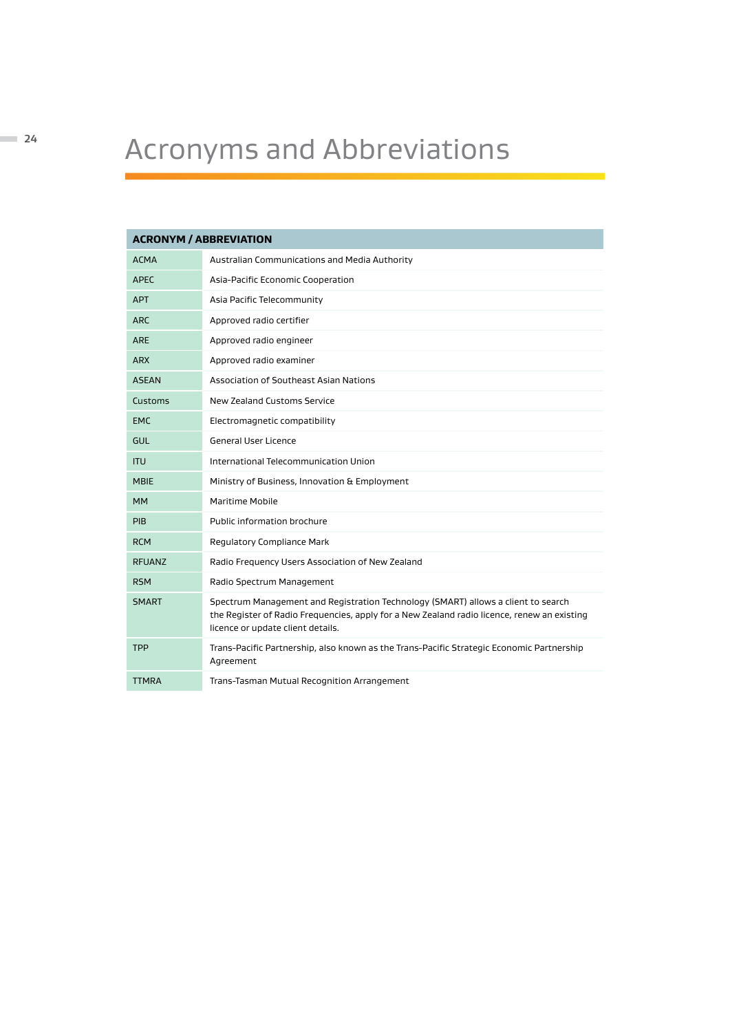# Acronyms and Abbreviations

| ACRONYM / ABBREVIATION | |
|---|---|
| ACMA | Australian Communications and Media Authority |
| APEC | Asia-Pacific Economic Cooperation |
| APT | Asia Pacific Telecommunity |
| ARC | Approved radio certifier |
| ARE | Approved radio engineer |
| ARX | Approved radio examiner |
| ASEAN | Association of Southeast Asian Nations |
| Customs | New Zealand Customs Service |
| EMC | Electromagnetic compatibility |
| GUL | General User Licence |
| ITU | International Telecommunication Union |
| MBIE | Ministry of Business, Innovation & Employment |
| MM | Maritime Mobile |
| PIB | Public information brochure |
| RCM | Regulatory Compliance Mark |
| RFUANZ | Radio Frequency Users Association of New Zealand |
| RSM | Radio Spectrum Management |
| SMART | Spectrum Management and Registration Technology (SMART) allows a client to search the Register of Radio Frequencies, apply for a New Zealand radio licence, renew an existing licence or update client details. |
| TPP | Trans-Pacific Partnership, also known as the Trans-Pacific Strategic Economic Partnership Agreement |
| TTMRA | Trans-Tasman Mutual Recognition Arrangement |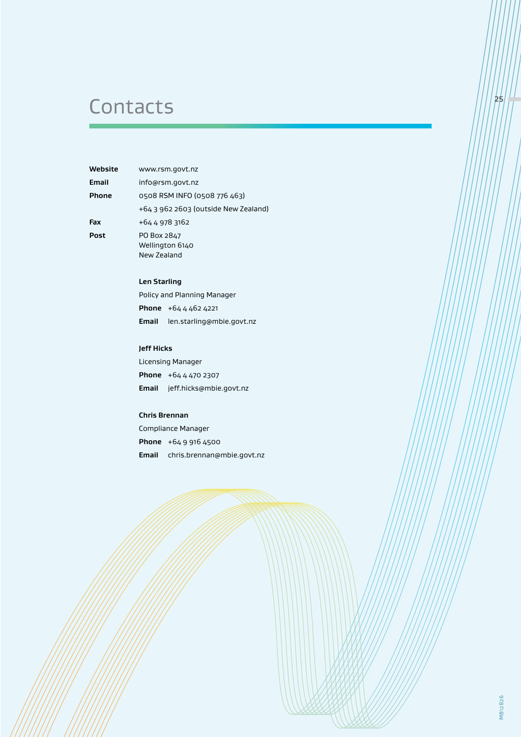# Contacts

| | |
|---|---|
| **Website** | www.rsm.govt.nz |
| **Email** | info@rsm.govt.nz |
| **Phone** | 0508 RSM INFO (0508 776 463) |
| | +64 3 962 2603 (outside New Zealand) |
| **Fax** | +64 4 978 3162 |
| **Post** | PO Box 2847<br>Wellington 6140<br>New Zealand |

**Len Starling**

Policy and Planning Manager

**Phone** +64 4 462 4221

**Email** len.starling@mbie.govt.nz

**Jeff Hicks**

Licensing Manager

**Phone** +64 4 470 2307

**Email** jeff.hicks@mbie.govt.nz

**Chris Brennan**

Compliance Manager

**Phone** +64 9 916 4500

**Email** chris.brennan@mbie.govt.nz

MB12826